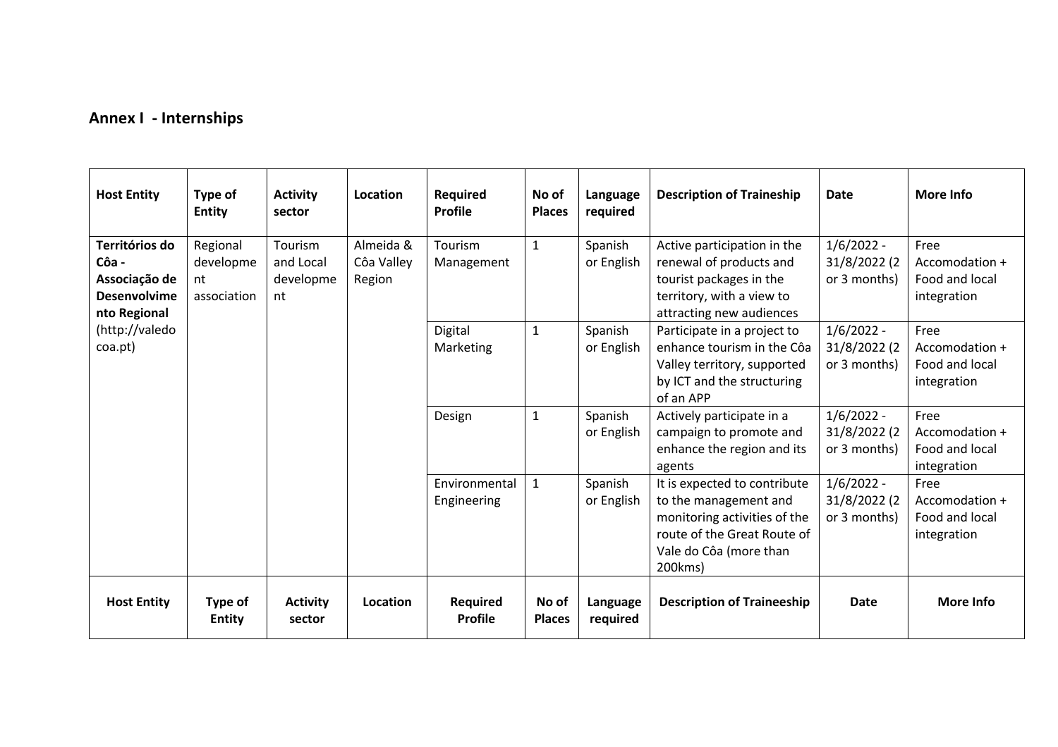## Annex I - Internships

| Host Entity | Type of Entity | Activity sector | Location | Required Profile | No of Places | Language required | Description of Traineship | Date | More Info |
|---|---|---|---|---|---|---|---|---|---|
| **Territórios do Côa - Associação de Desenvolvimento Regional** (http://valedocoa.pt) | Regional development association | Tourism and Local development | Almeida & Côa Valley Region | Tourism Management | 1 | Spanish or English | Active participation in the renewal of products and tourist packages in the territory, with a view to attracting new audiences | 1/6/2022 - 31/8/2022 (2 or 3 months) | Free Accomodation + Food and local integration |
| | | | | Digital Marketing | 1 | Spanish or English | Participate in a project to enhance tourism in the Côa Valley territory, supported by ICT and the structuring of an APP | 1/6/2022 - 31/8/2022 (2 or 3 months) | Free Accomodation + Food and local integration |
| | | | | Design | 1 | Spanish or English | Actively participate in a campaign to promote and enhance the region and its agents | 1/6/2022 - 31/8/2022 (2 or 3 months) | Free Accomodation + Food and local integration |
| | | | | Environmental Engineering | 1 | Spanish or English | It is expected to contribute to the management and monitoring activities of the route of the Great Route of Vale do Côa (more than 200kms) | 1/6/2022 - 31/8/2022 (2 or 3 months) | Free Accomodation + Food and local integration |
| **Host Entity** | **Type of Entity** | **Activity sector** | **Location** | **Required Profile** | **No of Places** | **Language required** | **Description of Traineeship** | **Date** | **More Info** |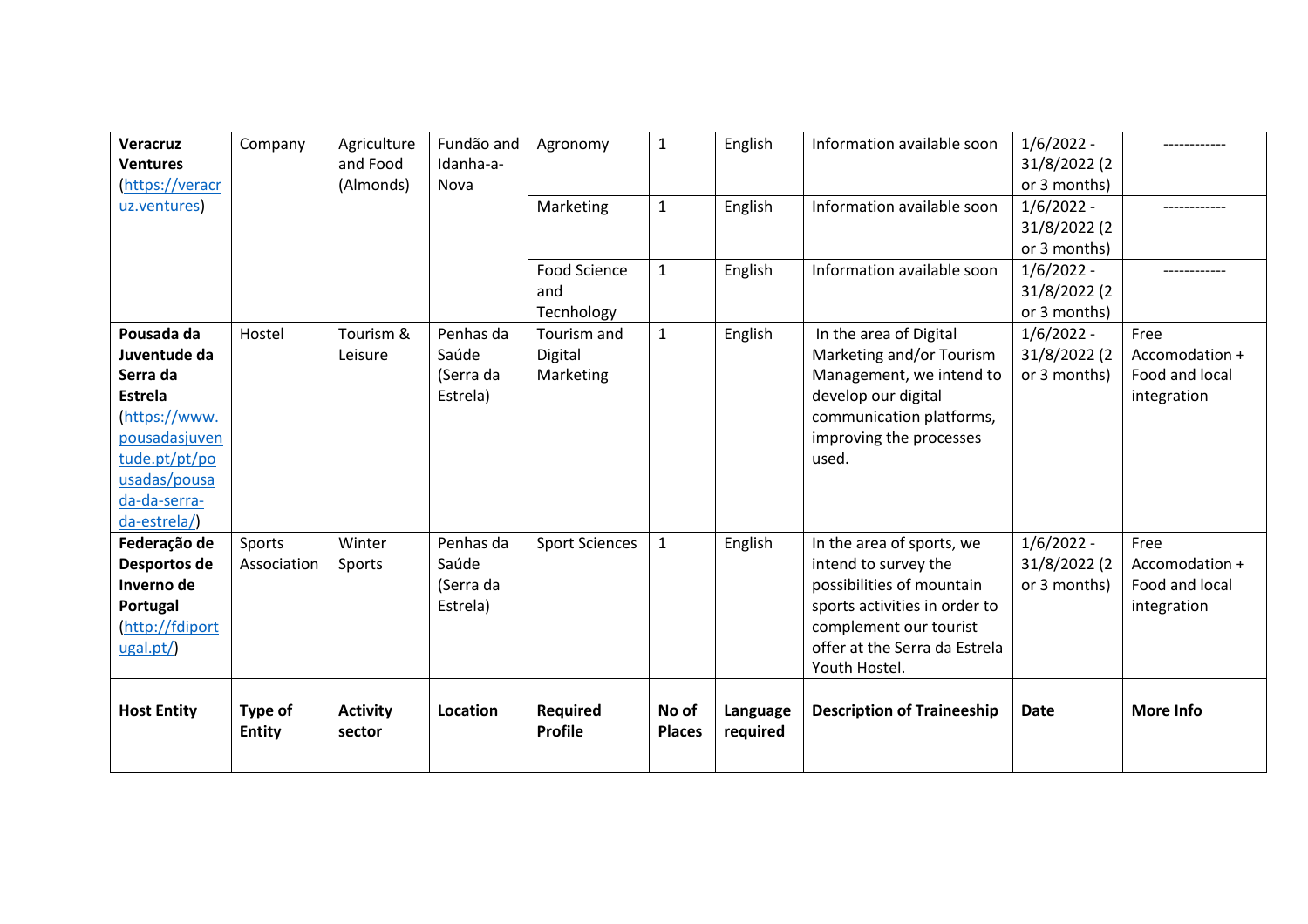| Host Entity | Type of Entity | Activity sector | Location | Required Profile | No of Places | Language required | Description of Traineeship | Date | More Info |
|---|---|---|---|---|---|---|---|---|---|
| **Veracruz Ventures** (https://veracruz.ventures) | Company | Agriculture and Food (Almonds) | Fundão and Idanha-a-Nova | Agronomy | 1 | English | Information available soon | 1/6/2022 - 31/8/2022 (2 or 3 months) | ------------ |
| | | | | Marketing | 1 | English | Information available soon | 1/6/2022 - 31/8/2022 (2 or 3 months) | ------------ |
| | | | | Food Science and Tecnhology | 1 | English | Information available soon | 1/6/2022 - 31/8/2022 (2 or 3 months) | ------------ |
| **Pousada da Juventude da Serra da Estrela** (https://www.pousadasjuventude.pt/pt/pousadas/pousada-da-serra-da-estrela/) | Hostel | Tourism & Leisure | Penhas da Saúde (Serra da Estrela) | Tourism and Digital Marketing | 1 | English | In the area of Digital Marketing and/or Tourism Management, we intend to develop our digital communication platforms, improving the processes used. | 1/6/2022 - 31/8/2022 (2 or 3 months) | Free Accomodation + Food and local integration |
| **Federação de Desportos de Inverno de Portugal** (http://fdiportugal.pt/) | Sports Association | Winter Sports | Penhas da Saúde (Serra da Estrela) | Sport Sciences | 1 | English | In the area of sports, we intend to survey the possibilities of mountain sports activities in order to complement our tourist offer at the Serra da Estrela Youth Hostel. | 1/6/2022 - 31/8/2022 (2 or 3 months) | Free Accomodation + Food and local integration |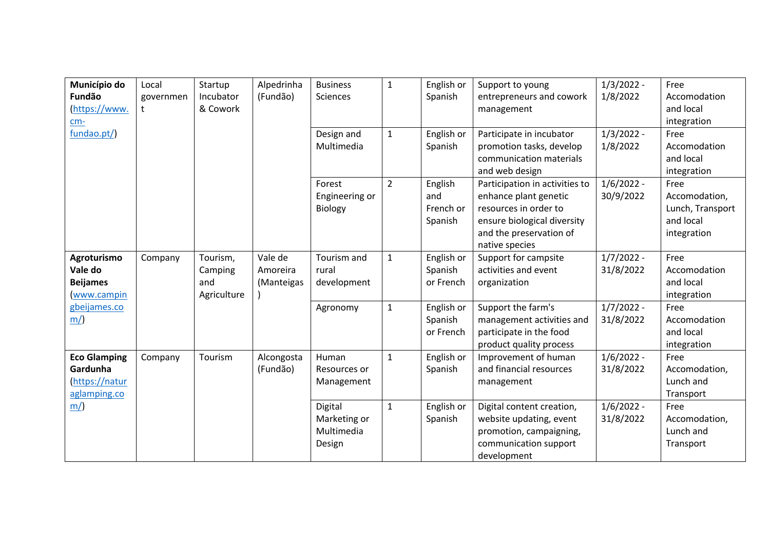| | | | | | | | | | |
|---|---|---|---|---|---|---|---|---|---|
| **Município do Fundão** (https://www.cm-fundao.pt/) | Local government | Startup Incubator & Cowork | Alpedrinha (Fundão) | Business Sciences | 1 | English or Spanish | Support to young entrepreneurs and cowork management | 1/3/2022 - 1/8/2022 | Free Accomodation and local integration |
| | | | | Design and Multimedia | 1 | English or Spanish | Participate in incubator promotion tasks, develop communication materials and web design | 1/3/2022 - 1/8/2022 | Free Accomodation and local integration |
| | | | | Forest Engineering or Biology | 2 | English and French or Spanish | Participation in activities to enhance plant genetic resources in order to ensure biological diversity and the preservation of native species | 1/6/2022 - 30/9/2022 | Free Accomodation, Lunch, Transport and local integration |
| **Agroturismo Vale do Beijames** (www.campingbeijames.com/) | Company | Tourism, Camping and Agriculture | Vale de Amoreira (Manteigas) | Tourism and rural development | 1 | English or Spanish or French | Support for campsite activities and event organization | 1/7/2022 - 31/8/2022 | Free Accomodation and local integration |
| | | | | Agronomy | 1 | English or Spanish or French | Support the farm's management activities and participate in the food product quality process | 1/7/2022 - 31/8/2022 | Free Accomodation and local integration |
| **Eco Glamping Gardunha** (https://naturaglamping.com/) | Company | Tourism | Alcongosta (Fundão) | Human Resources or Management | 1 | English or Spanish | Improvement of human and financial resources management | 1/6/2022 - 31/8/2022 | Free Accomodation, Lunch and Transport |
| | | | | Digital Marketing or Multimedia Design | 1 | English or Spanish | Digital content creation, website updating, event promotion, campaigning, communication support development | 1/6/2022 - 31/8/2022 | Free Accomodation, Lunch and Transport |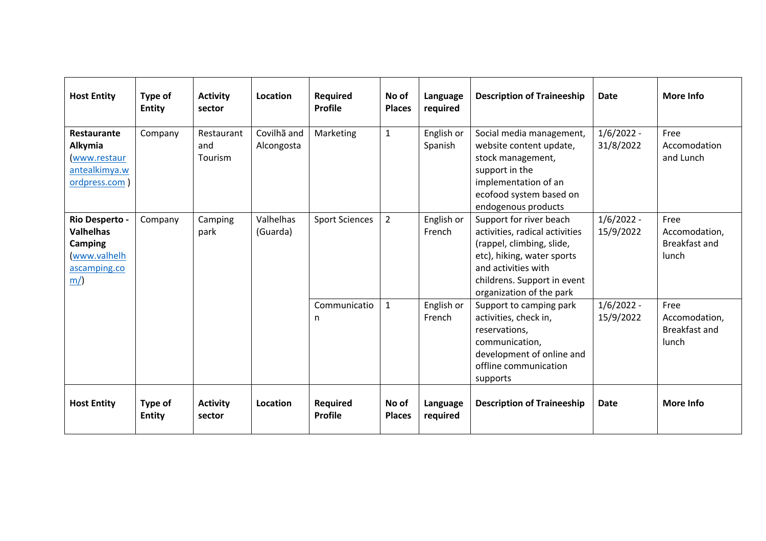| Host Entity | Type of Entity | Activity sector | Location | Required Profile | No of Places | Language required | Description of Traineeship | Date | More Info |
|---|---|---|---|---|---|---|---|---|---|
| **Restaurante Alkymia** ([www.restaurantealkimya.wordpress.com](www.restaurantealkimya.wordpress.com) ) | Company | Restaurant and Tourism | Covilhã and Alcongosta | Marketing | 1 | English or Spanish | Social media management, website content update, stock management, support in the implementation of an ecofood system based on endogenous products | 1/6/2022 - 31/8/2022 | Free Accomodation and Lunch |
| **Rio Desperto - Valhelhas Camping** ([www.valhelhascamping.com/](www.valhelhascamping.com/)) | Company | Camping park | Valhelhas (Guarda) | Sport Sciences | 2 | English or French | Support for river beach activities, radical activities (rappel, climbing, slide, etc), hiking, water sports and activities with childrens. Support in event organization of the park | 1/6/2022 - 15/9/2022 | Free Accomodation, Breakfast and lunch |
| | | | | Communication | 1 | English or French | Support to camping park activities, check in, reservations, communication, development of online and offline communication supports | 1/6/2022 - 15/9/2022 | Free Accomodation, Breakfast and lunch |
| **Host Entity** | **Type of Entity** | **Activity sector** | **Location** | **Required Profile** | **No of Places** | **Language required** | **Description of Traineeship** | **Date** | **More Info** |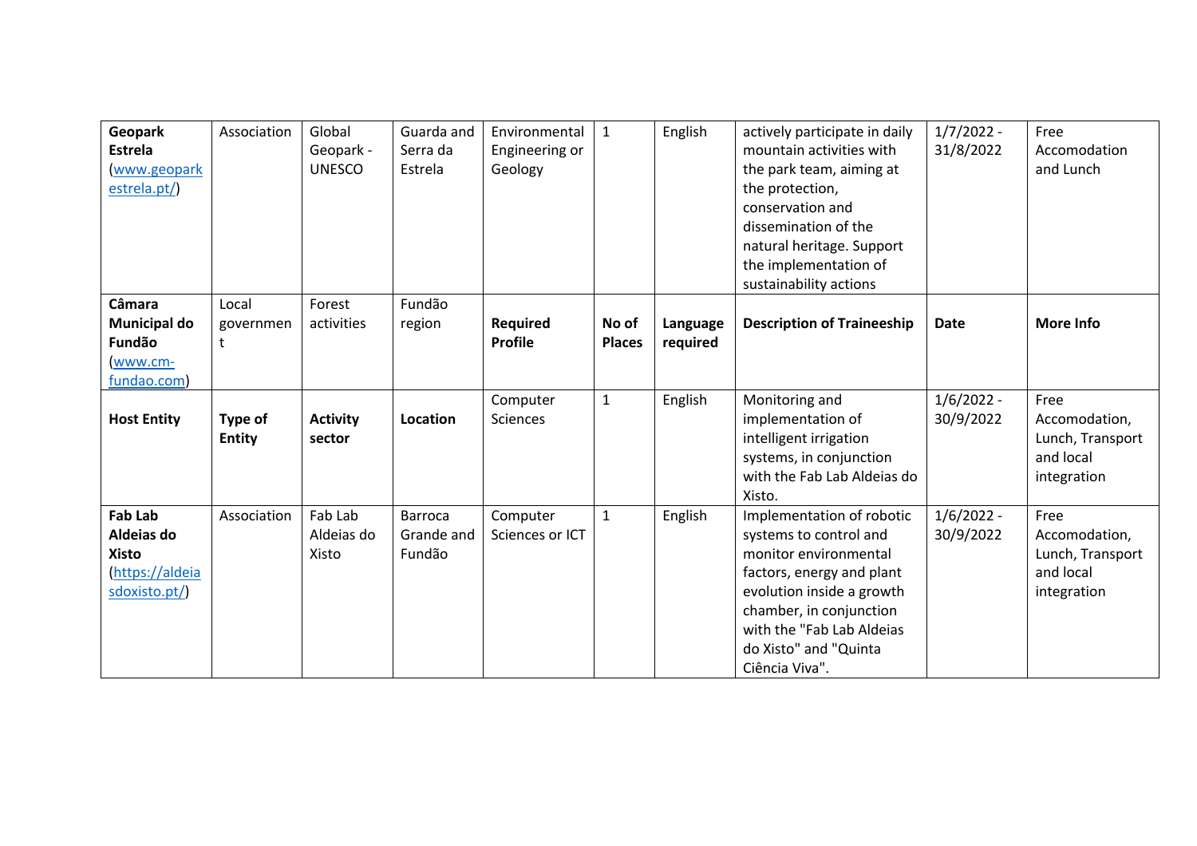| **Geopark Estrela** (www.geoparkestrela.pt/) | Association | Global Geopark - UNESCO | Guarda and Serra da Estrela | Environmental Engineering or Geology | 1 | English | actively participate in daily mountain activities with the park team, aiming at the protection, conservation and dissemination of the natural heritage. Support the implementation of sustainability actions | 1/7/2022 - 31/8/2022 | Free Accomodation and Lunch |
|---|---|---|---|---|---|---|---|---|---|
| **Câmara Municipal do Fundão** (www.cm-fundao.com) | Local government | Forest activities | Fundão region | **Required Profile** | **No of Places** | **Language required** | **Description of Traineeship** | **Date** | **More Info** |
| **Host Entity** | **Type of Entity** | **Activity sector** | **Location** | Computer Sciences | 1 | English | Monitoring and implementation of intelligent irrigation systems, in conjunction with the Fab Lab Aldeias do Xisto. | 1/6/2022 - 30/9/2022 | Free Accomodation, Lunch, Transport and local integration |
| **Fab Lab Aldeias do Xisto** (https://aldeiasdoxisto.pt/) | Association | Fab Lab Aldeias do Xisto | Barroca Grande and Fundão | Computer Sciences or ICT | 1 | English | Implementation of robotic systems to control and monitor environmental factors, energy and plant evolution inside a growth chamber, in conjunction with the "Fab Lab Aldeias do Xisto" and "Quinta Ciência Viva". | 1/6/2022 - 30/9/2022 | Free Accomodation, Lunch, Transport and local integration |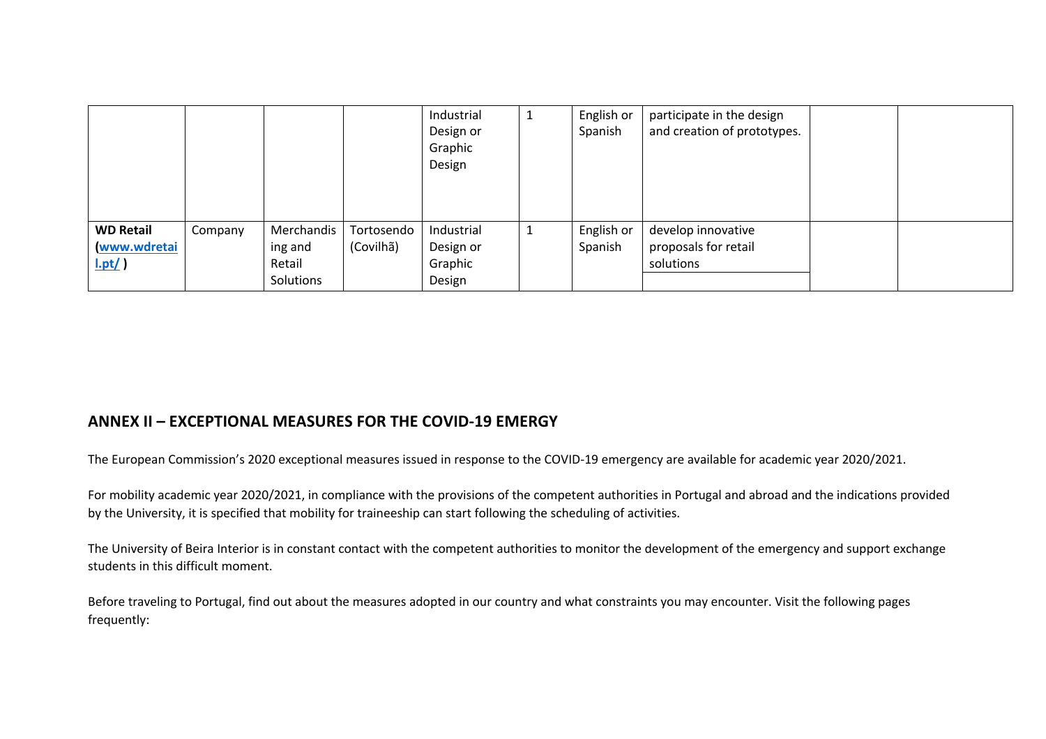| | | | | | | | | | |
|---|---|---|---|---|---|---|---|---|---|
| | | | | Industrial Design or Graphic Design | 1 | English or Spanish | participate in the design and creation of prototypes. | | |
| **WD Retail** (www.wdretail.pt/ ) | Company | Merchandising and Retail Solutions | Tortosendo (Covilhã) | Industrial Design or Graphic Design | 1 | English or Spanish | develop innovative proposals for retail solutions | | |

## ANNEX II – EXCEPTIONAL MEASURES FOR THE COVID-19 EMERGY

The European Commission's 2020 exceptional measures issued in response to the COVID-19 emergency are available for academic year 2020/2021.

For mobility academic year 2020/2021, in compliance with the provisions of the competent authorities in Portugal and abroad and the indications provided by the University, it is specified that mobility for traineeship can start following the scheduling of activities.

The University of Beira Interior is in constant contact with the competent authorities to monitor the development of the emergency and support exchange students in this difficult moment.

Before traveling to Portugal, find out about the measures adopted in our country and what constraints you may encounter. Visit the following pages frequently: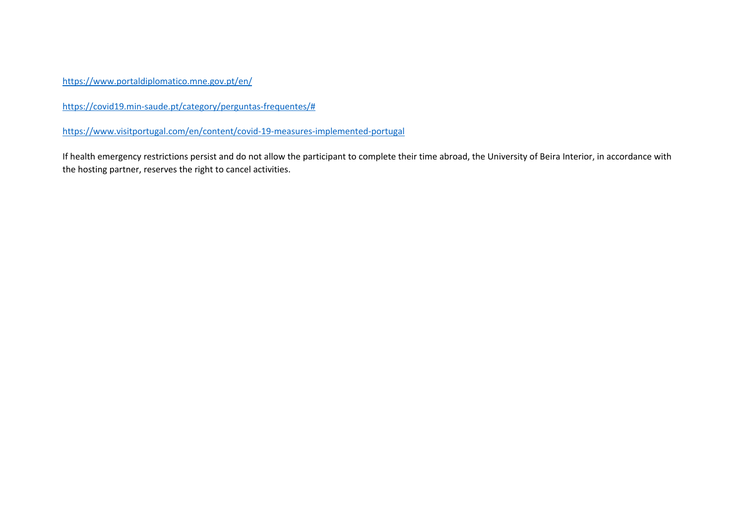https://www.portaldiplomatico.mne.gov.pt/en/

https://covid19.min-saude.pt/category/perguntas-frequentes/#

https://www.visitportugal.com/en/content/covid-19-measures-implemented-portugal

If health emergency restrictions persist and do not allow the participant to complete their time abroad, the University of Beira Interior, in accordance with the hosting partner, reserves the right to cancel activities.